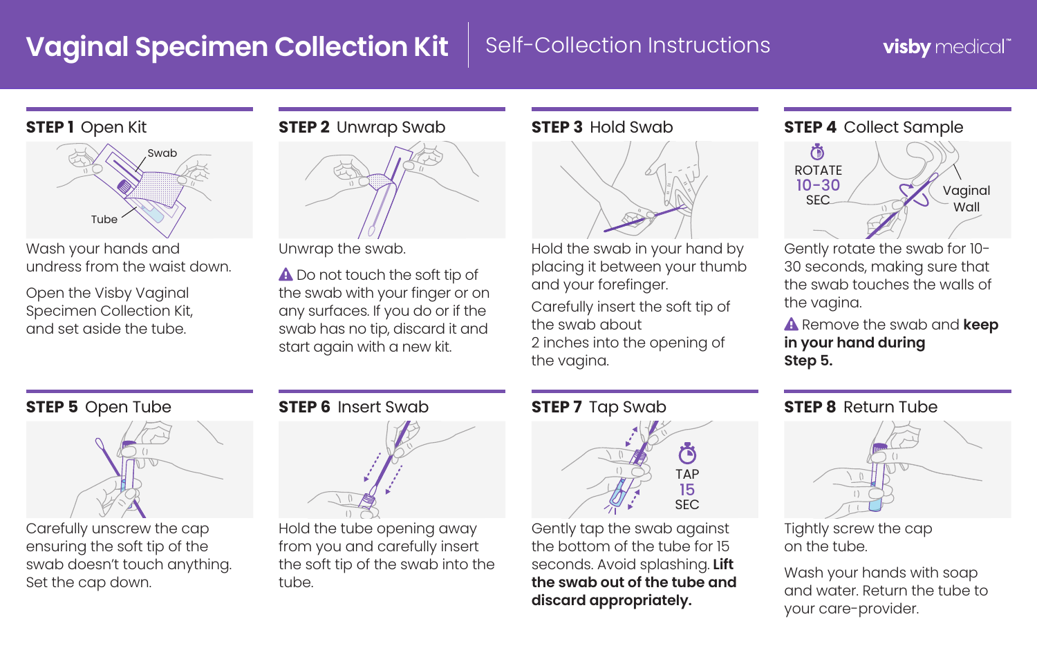# Vaginal Specimen Collection Kit

## Self-Collection Instructions

visby medical™

### STEP 1 Open Kit

Swab

Tube

Wash your hands and undress from the waist down.

Open the Visby Vaginal Specimen Collection Kit, and set aside the tube.

### STEP 2 Unwrap Swab

Unwrap the swab.

⚠ Do not touch the soft tip of the swab with your finger or on any surfaces. If you do or if the swab has no tip, discard it and start again with a new kit.

### STEP 3 Hold Swab

Hold the swab in your hand by placing it between your thumb and your forefinger.

Carefully insert the soft tip of the swab about 2 inches into the opening of the vagina.

### STEP 4 Collect Sample

ROTATE 10–30 SEC

Vaginal Wall

Gently rotate the swab for 10-30 seconds, making sure that the swab touches the walls of the vagina.

⚠ Remove the swab and **keep in your hand during Step 5.**

### STEP 5 Open Tube

Carefully unscrew the cap ensuring the soft tip of the swab doesn't touch anything. Set the cap down.

### STEP 6 Insert Swab

Hold the tube opening away from you and carefully insert the soft tip of the swab into the tube.

### STEP 7 Tap Swab

TAP 15 SEC

Gently tap the swab against the bottom of the tube for 15 seconds. Avoid splashing. **Lift the swab out of the tube and discard appropriately.**

### STEP 8 Return Tube

Tightly screw the cap on the tube.

Wash your hands with soap and water. Return the tube to your care-provider.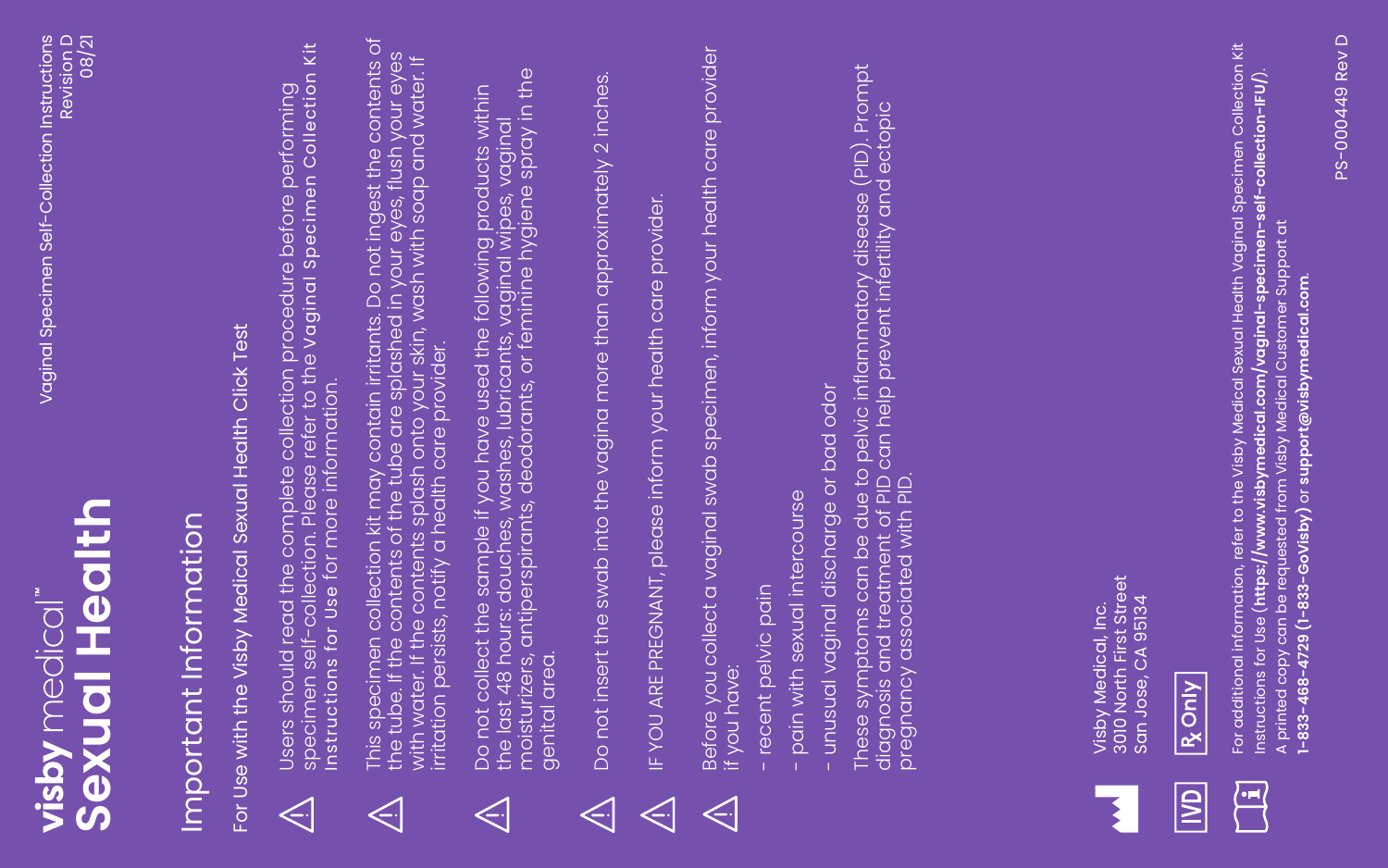visby medical™

# Sexual Health

Vaginal Specimen Self-Collection Instructions
Revision D
08/21

## Important Information

For Use with the Visby Medical Sexual Health Click Test

⚠ Users should read the complete collection procedure before performing specimen self-collection. Please refer to the Vaginal Specimen Collection Kit Instructions for Use for more information.

⚠ This specimen collection kit may contain irritants. Do not ingest the contents of the tube. If the contents of the tube are splashed in your eyes, flush your eyes with water. If the contents splash onto your skin, wash with soap and water. If irritation persists, notify a health care provider.

⚠ Do not collect the sample if you have used the following products within the last 48 hours: douches, washes, lubricants, vaginal wipes, vaginal moisturizers, antiperspirants, deodorants, or feminine hygiene spray in the genital area.

⚠ Do not insert the swab into the vagina more than approximately 2 inches.

⚠ IF YOU ARE PREGNANT, please inform your health care provider.

⚠ Before you collect a vaginal swab specimen, inform your health care provider if you have:

- recent pelvic pain
- pain with sexual intercourse
- unusual vaginal discharge or bad odor

These symptoms can be due to pelvic inflammatory disease (PID). Prompt diagnosis and treatment of PID can help prevent infertility and ectopic pregnancy associated with PID.

Visby Medical, Inc.
3010 North First Street
San Jose, CA 95134

IVD

Rx Only

For additional information, refer to the Visby Medical Sexual Health Vaginal Specimen Collection Kit Instructions for Use (**https://www.visbymedical.com/vaginal-specimen-self-collection-IFU/**). A printed copy can be requested from Visby Medical Customer Support at **1-833-468-4729 (1-833-GoVisby)** or **support@visbymedical.com**.

PS-000449 Rev D